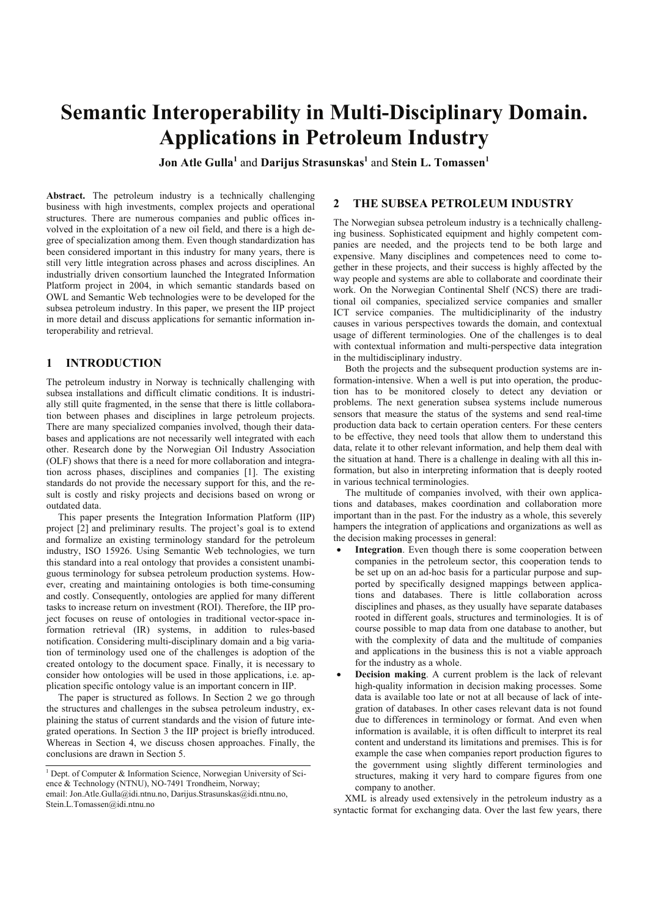# Semantic Interoperability in Multi-Disciplinary Domain. Applications in Petroleum Industry

**Jon Atle Gulla[1]** and **Darijus Strasunskas[1]** and **Stein L. Tomassen[1]**

**Abstract.** The petroleum industry is a technically challenging business with high investments, complex projects and operational structures. There are numerous companies and public offices involved in the exploitation of a new oil field, and there is a high degree of specialization among them. Even though standardization has been considered important in this industry for many years, there is still very little integration across phases and across disciplines. An industrially driven consortium launched the Integrated Information Platform project in 2004, in which semantic standards based on OWL and Semantic Web technologies were to be developed for the subsea petroleum industry. In this paper, we present the IIP project in more detail and discuss applications for semantic information interoperability and retrieval.

## 1 INTRODUCTION

The petroleum industry in Norway is technically challenging with subsea installations and difficult climatic conditions. It is industrially still quite fragmented, in the sense that there is little collaboration between phases and disciplines in large petroleum projects. There are many specialized companies involved, though their databases and applications are not necessarily well integrated with each other. Research done by the Norwegian Oil Industry Association (OLF) shows that there is a need for more collaboration and integration across phases, disciplines and companies [1]. The existing standards do not provide the necessary support for this, and the result is costly and risky projects and decisions based on wrong or outdated data.

This paper presents the Integration Information Platform (IIP) project [2] and preliminary results. The project's goal is to extend and formalize an existing terminology standard for the petroleum industry, ISO 15926. Using Semantic Web technologies, we turn this standard into a real ontology that provides a consistent unambiguous terminology for subsea petroleum production systems. However, creating and maintaining ontologies is both time-consuming and costly. Consequently, ontologies are applied for many different tasks to increase return on investment (ROI). Therefore, the IIP project focuses on reuse of ontologies in traditional vector-space information retrieval (IR) systems, in addition to rules-based notification. Considering multi-disciplinary domain and a big variation of terminology used one of the challenges is adoption of the created ontology to the document space. Finally, it is necessary to consider how ontologies will be used in those applications, i.e. application specific ontology value is an important concern in IIP.

The paper is structured as follows. In Section 2 we go through the structures and challenges in the subsea petroleum industry, explaining the status of current standards and the vision of future integrated operations. In Section 3 the IIP project is briefly introduced. Whereas in Section 4, we discuss chosen approaches. Finally, the conclusions are drawn in Section 5.

[1] Dept. of Computer & Information Science, Norwegian University of Science & Technology (NTNU), NO-7491 Trondheim, Norway;
email: Jon.Atle.Gulla@idi.ntnu.no, Darijus.Strasunskas@idi.ntnu.no, Stein.L.Tomassen@idi.ntnu.no

## 2 THE SUBSEA PETROLEUM INDUSTRY

The Norwegian subsea petroleum industry is a technically challenging business. Sophisticated equipment and highly competent companies are needed, and the projects tend to be both large and expensive. Many disciplines and competences need to come together in these projects, and their success is highly affected by the way people and systems are able to collaborate and coordinate their work. On the Norwegian Continental Shelf (NCS) there are traditional oil companies, specialized service companies and smaller ICT service companies. The multidiciplinarity of the industry causes in various perspectives towards the domain, and contextual usage of different terminologies. One of the challenges is to deal with contextual information and multi-perspective data integration in the multidisciplinary industry.

Both the projects and the subsequent production systems are information-intensive. When a well is put into operation, the production has to be monitored closely to detect any deviation or problems. The next generation subsea systems include numerous sensors that measure the status of the systems and send real-time production data back to certain operation centers. For these centers to be effective, they need tools that allow them to understand this data, relate it to other relevant information, and help them deal with the situation at hand. There is a challenge in dealing with all this information, but also in interpreting information that is deeply rooted in various technical terminologies.

The multitude of companies involved, with their own applications and databases, makes coordination and collaboration more important than in the past. For the industry as a whole, this severely hampers the integration of applications and organizations as well as the decision making processes in general:

- **Integration**. Even though there is some cooperation between companies in the petroleum sector, this cooperation tends to be set up on an ad-hoc basis for a particular purpose and supported by specifically designed mappings between applications and databases. There is little collaboration across disciplines and phases, as they usually have separate databases rooted in different goals, structures and terminologies. It is of course possible to map data from one database to another, but with the complexity of data and the multitude of companies and applications in the business this is not a viable approach for the industry as a whole.
- **Decision making**. A current problem is the lack of relevant high-quality information in decision making processes. Some data is available too late or not at all because of lack of integration of databases. In other cases relevant data is not found due to differences in terminology or format. And even when information is available, it is often difficult to interpret its real content and understand its limitations and premises. This is for example the case when companies report production figures to the government using slightly different terminologies and structures, making it very hard to compare figures from one company to another.

XML is already used extensively in the petroleum industry as a syntactic format for exchanging data. Over the last few years, there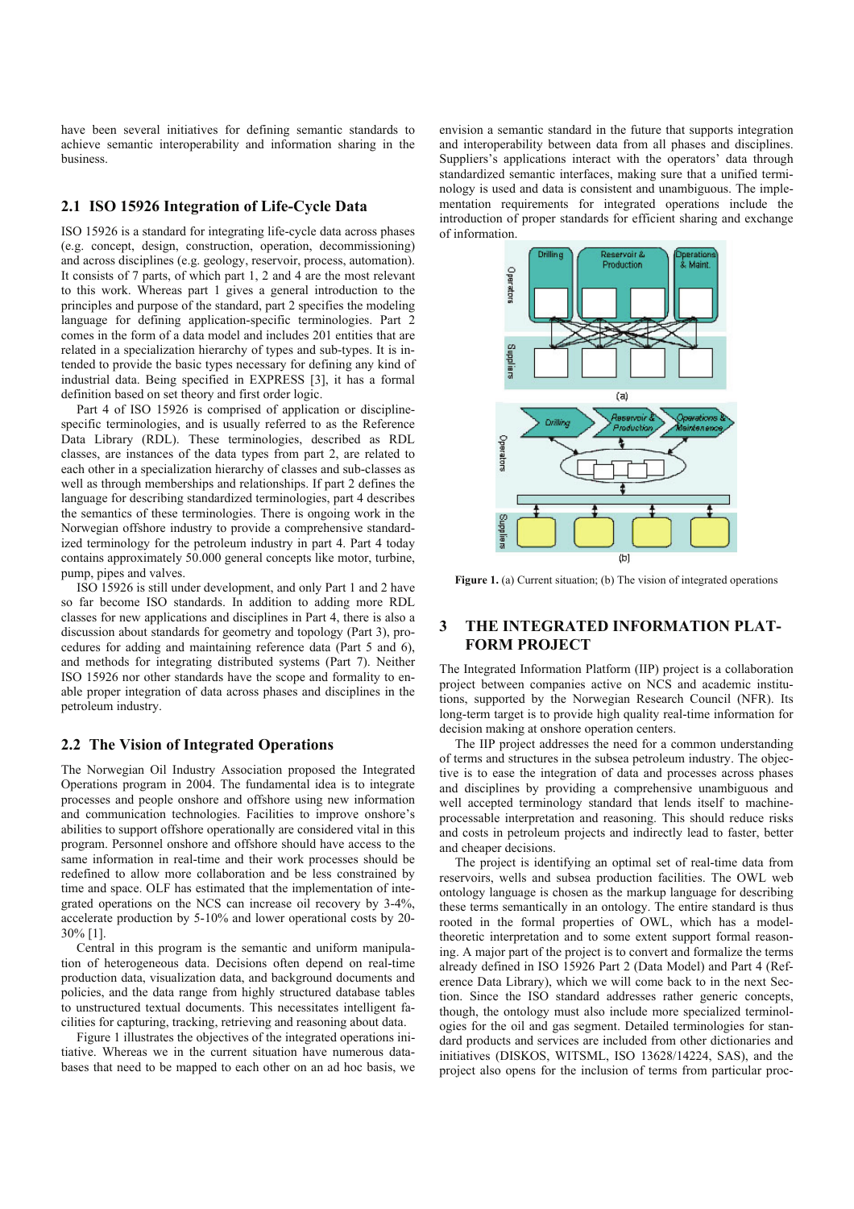have been several initiatives for defining semantic standards to achieve semantic interoperability and information sharing in the business.

## 2.1 ISO 15926 Integration of Life-Cycle Data

ISO 15926 is a standard for integrating life-cycle data across phases (e.g. concept, design, construction, operation, decommissioning) and across disciplines (e.g. geology, reservoir, process, automation). It consists of 7 parts, of which part 1, 2 and 4 are the most relevant to this work. Whereas part 1 gives a general introduction to the principles and purpose of the standard, part 2 specifies the modeling language for defining application-specific terminologies. Part 2 comes in the form of a data model and includes 201 entities that are related in a specialization hierarchy of types and sub-types. It is intended to provide the basic types necessary for defining any kind of industrial data. Being specified in EXPRESS [3], it has a formal definition based on set theory and first order logic.

Part 4 of ISO 15926 is comprised of application or discipline-specific terminologies, and is usually referred to as the Reference Data Library (RDL). These terminologies, described as RDL classes, are instances of the data types from part 2, are related to each other in a specialization hierarchy of classes and sub-classes as well as through memberships and relationships. If part 2 defines the language for describing standardized terminologies, part 4 describes the semantics of these terminologies. There is ongoing work in the Norwegian offshore industry to provide a comprehensive standardized terminology for the petroleum industry in part 4. Part 4 today contains approximately 50.000 general concepts like motor, turbine, pump, pipes and valves.

ISO 15926 is still under development, and only Part 1 and 2 have so far become ISO standards. In addition to adding more RDL classes for new applications and disciplines in Part 4, there is also a discussion about standards for geometry and topology (Part 3), procedures for adding and maintaining reference data (Part 5 and 6), and methods for integrating distributed systems (Part 7). Neither ISO 15926 nor other standards have the scope and formality to enable proper integration of data across phases and disciplines in the petroleum industry.

## 2.2 The Vision of Integrated Operations

The Norwegian Oil Industry Association proposed the Integrated Operations program in 2004. The fundamental idea is to integrate processes and people onshore and offshore using new information and communication technologies. Facilities to improve onshore's abilities to support offshore operationally are considered vital in this program. Personnel onshore and offshore should have access to the same information in real-time and their work processes should be redefined to allow more collaboration and be less constrained by time and space. OLF has estimated that the implementation of integrated operations on the NCS can increase oil recovery by 3-4%, accelerate production by 5-10% and lower operational costs by 20-30% [1].

Central in this program is the semantic and uniform manipulation of heterogeneous data. Decisions often depend on real-time production data, visualization data, and background documents and policies, and the data range from highly structured database tables to unstructured textual documents. This necessitates intelligent facilities for capturing, tracking, retrieving and reasoning about data.

Figure 1 illustrates the objectives of the integrated operations initiative. Whereas we in the current situation have numerous databases that need to be mapped to each other on an ad hoc basis, we envision a semantic standard in the future that supports integration and interoperability between data from all phases and disciplines. Suppliers's applications interact with the operators' data through standardized semantic interfaces, making sure that a unified terminology is used and data is consistent and unambiguous. The implementation requirements for integrated operations include the introduction of proper standards for efficient sharing and exchange of information.

**Figure 1.** (a) Current situation; (b) The vision of integrated operations

# 3 THE INTEGRATED INFORMATION PLATFORM PROJECT

The Integrated Information Platform (IIP) project is a collaboration project between companies active on NCS and academic institutions, supported by the Norwegian Research Council (NFR). Its long-term target is to provide high quality real-time information for decision making at onshore operation centers.

The IIP project addresses the need for a common understanding of terms and structures in the subsea petroleum industry. The objective is to ease the integration of data and processes across phases and disciplines by providing a comprehensive unambiguous and well accepted terminology standard that lends itself to machine-processable interpretation and reasoning. This should reduce risks and costs in petroleum projects and indirectly lead to faster, better and cheaper decisions.

The project is identifying an optimal set of real-time data from reservoirs, wells and subsea production facilities. The OWL web ontology language is chosen as the markup language for describing these terms semantically in an ontology. The entire standard is thus rooted in the formal properties of OWL, which has a model-theoretic interpretation and to some extent support formal reasoning. A major part of the project is to convert and formalize the terms already defined in ISO 15926 Part 2 (Data Model) and Part 4 (Reference Data Library), which we will come back to in the next Section. Since the ISO standard addresses rather generic concepts, though, the ontology must also include more specialized terminologies for the oil and gas segment. Detailed terminologies for standard products and services are included from other dictionaries and initiatives (DISKOS, WITSML, ISO 13628/14224, SAS), and the project also opens for the inclusion of terms from particular proc-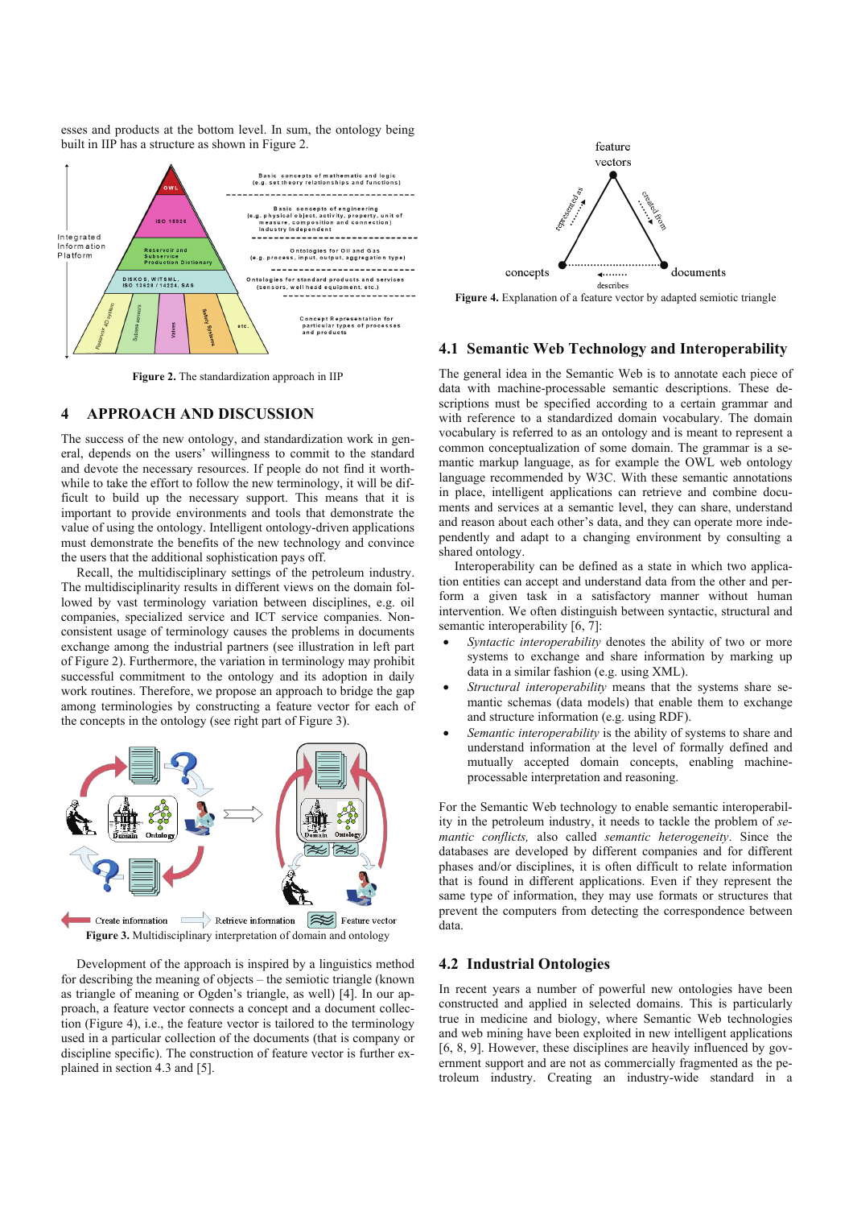esses and products at the bottom level. In sum, the ontology being built in IIP has a structure as shown in Figure 2.

Figure 2. The standardization approach in IIP

## 4 APPROACH AND DISCUSSION

The success of the new ontology, and standardization work in general, depends on the users' willingness to commit to the standard and devote the necessary resources. If people do not find it worthwhile to take the effort to follow the new terminology, it will be difficult to build up the necessary support. This means that it is important to provide environments and tools that demonstrate the value of using the ontology. Intelligent ontology-driven applications must demonstrate the benefits of the new technology and convince the users that the additional sophistication pays off.

Recall, the multidisciplinary settings of the petroleum industry. The multidisciplinarity results in different views on the domain followed by vast terminology variation between disciplines, e.g. oil companies, specialized service and ICT service companies. Nonconsistent usage of terminology causes the problems in documents exchange among the industrial partners (see illustration in left part of Figure 2). Furthermore, the variation in terminology may prohibit successful commitment to the ontology and its adoption in daily work routines. Therefore, we propose an approach to bridge the gap among terminologies by constructing a feature vector for each of the concepts in the ontology (see right part of Figure 3).

Figure 3. Multidisciplinary interpretation of domain and ontology

Development of the approach is inspired by a linguistics method for describing the meaning of objects – the semiotic triangle (known as triangle of meaning or Ogden's triangle, as well) [4]. In our approach, a feature vector connects a concept and a document collection (Figure 4), i.e., the feature vector is tailored to the terminology used in a particular collection of the documents (that is company or discipline specific). The construction of feature vector is further explained in section 4.3 and [5].

Figure 4. Explanation of a feature vector by adapted semiotic triangle

### 4.1 Semantic Web Technology and Interoperability

The general idea in the Semantic Web is to annotate each piece of data with machine-processable semantic descriptions. These descriptions must be specified according to a certain grammar and with reference to a standardized domain vocabulary. The domain vocabulary is referred to as an ontology and is meant to represent a common conceptualization of some domain. The grammar is a semantic markup language, as for example the OWL web ontology language recommended by W3C. With these semantic annotations in place, intelligent applications can retrieve and combine documents and services at a semantic level, they can share, understand and reason about each other's data, and they can operate more independently and adapt to a changing environment by consulting a shared ontology.

Interoperability can be defined as a state in which two application entities can accept and understand data from the other and perform a given task in a satisfactory manner without human intervention. We often distinguish between syntactic, structural and semantic interoperability [6, 7]:

- *Syntactic interoperability* denotes the ability of two or more systems to exchange and share information by marking up data in a similar fashion (e.g. using XML).
- *Structural interoperability* means that the systems share semantic schemas (data models) that enable them to exchange and structure information (e.g. using RDF).
- *Semantic interoperability* is the ability of systems to share and understand information at the level of formally defined and mutually accepted domain concepts, enabling machine-processable interpretation and reasoning.

For the Semantic Web technology to enable semantic interoperability in the petroleum industry, it needs to tackle the problem of *semantic conflicts,* also called *semantic heterogeneity*. Since the databases are developed by different companies and for different phases and/or disciplines, it is often difficult to relate information that is found in different applications. Even if they represent the same type of information, they may use formats or structures that prevent the computers from detecting the correspondence between data.

### 4.2 Industrial Ontologies

In recent years a number of powerful new ontologies have been constructed and applied in selected domains. This is particularly true in medicine and biology, where Semantic Web technologies and web mining have been exploited in new intelligent applications [6, 8, 9]. However, these disciplines are heavily influenced by government support and are not as commercially fragmented as the petroleum industry. Creating an industry-wide standard in a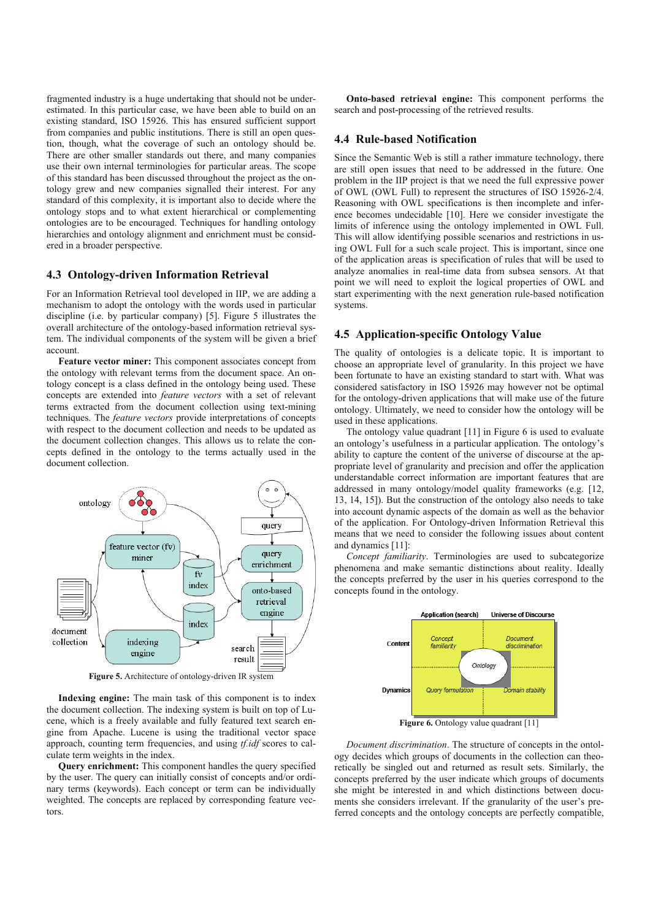fragmented industry is a huge undertaking that should not be underestimated. In this particular case, we have been able to build on an existing standard, ISO 15926. This has ensured sufficient support from companies and public institutions. There is still an open question, though, what the coverage of such an ontology should be. There are other smaller standards out there, and many companies use their own internal terminologies for particular areas. The scope of this standard has been discussed throughout the project as the ontology grew and new companies signalled their interest. For any standard of this complexity, it is important also to decide where the ontology stops and to what extent hierarchical or complementing ontologies are to be encouraged. Techniques for handling ontology hierarchies and ontology alignment and enrichment must be considered in a broader perspective.

## 4.3 Ontology-driven Information Retrieval

For an Information Retrieval tool developed in IIP, we are adding a mechanism to adopt the ontology with the words used in particular discipline (i.e. by particular company) [5]. Figure 5 illustrates the overall architecture of the ontology-based information retrieval system. The individual components of the system will be given a brief account.

**Feature vector miner:** This component associates concept from the ontology with relevant terms from the document space. An ontology concept is a class defined in the ontology being used. These concepts are extended into *feature vectors* with a set of relevant terms extracted from the document collection using text-mining techniques. The *feature vectors* provide interpretations of concepts with respect to the document collection and needs to be updated as the document collection changes. This allows us to relate the concepts defined in the ontology to the terms actually used in the document collection.

**Figure 5.** Architecture of ontology-driven IR system

**Indexing engine:** The main task of this component is to index the document collection. The indexing system is built on top of Lucene, which is a freely available and fully featured text search engine from Apache. Lucene is using the traditional vector space approach, counting term frequencies, and using *tf.idf* scores to calculate term weights in the index.

**Query enrichment:** This component handles the query specified by the user. The query can initially consist of concepts and/or ordinary terms (keywords). Each concept or term can be individually weighted. The concepts are replaced by corresponding feature vectors.

**Onto-based retrieval engine:** This component performs the search and post-processing of the retrieved results.

## 4.4 Rule-based Notification

Since the Semantic Web is still a rather immature technology, there are still open issues that need to be addressed in the future. One problem in the IIP project is that we need the full expressive power of OWL (OWL Full) to represent the structures of ISO 15926-2/4. Reasoning with OWL specifications is then incomplete and inference becomes undecidable [10]. Here we consider investigate the limits of inference using the ontology implemented in OWL Full. This will allow identifying possible scenarios and restrictions in using OWL Full for a such scale project. This is important, since one of the application areas is specification of rules that will be used to analyze anomalies in real-time data from subsea sensors. At that point we will need to exploit the logical properties of OWL and start experimenting with the next generation rule-based notification systems.

## 4.5 Application-specific Ontology Value

The quality of ontologies is a delicate topic. It is important to choose an appropriate level of granularity. In this project we have been fortunate to have an existing standard to start with. What was considered satisfactory in ISO 15926 may however not be optimal for the ontology-driven applications that will make use of the future ontology. Ultimately, we need to consider how the ontology will be used in these applications.

The ontology value quadrant [11] in Figure 6 is used to evaluate an ontology's usefulness in a particular application. The ontology's ability to capture the content of the universe of discourse at the appropriate level of granularity and precision and offer the application understandable correct information are important features that are addressed in many ontology/model quality frameworks (e.g. [12, 13, 14, 15]). But the construction of the ontology also needs to take into account dynamic aspects of the domain as well as the behavior of the application. For Ontology-driven Information Retrieval this means that we need to consider the following issues about content and dynamics [11]:

*Concept familiarity*. Terminologies are used to subcategorize phenomena and make semantic distinctions about reality. Ideally the concepts preferred by the user in his queries correspond to the concepts found in the ontology.

**Figure 6.** Ontology value quadrant [11]

*Document discrimination*. The structure of concepts in the ontology decides which groups of documents in the collection can theoretically be singled out and returned as result sets. Similarly, the concepts preferred by the user indicate which groups of documents she might be interested in and which distinctions between documents she considers irrelevant. If the granularity of the user's preferred concepts and the ontology concepts are perfectly compatible,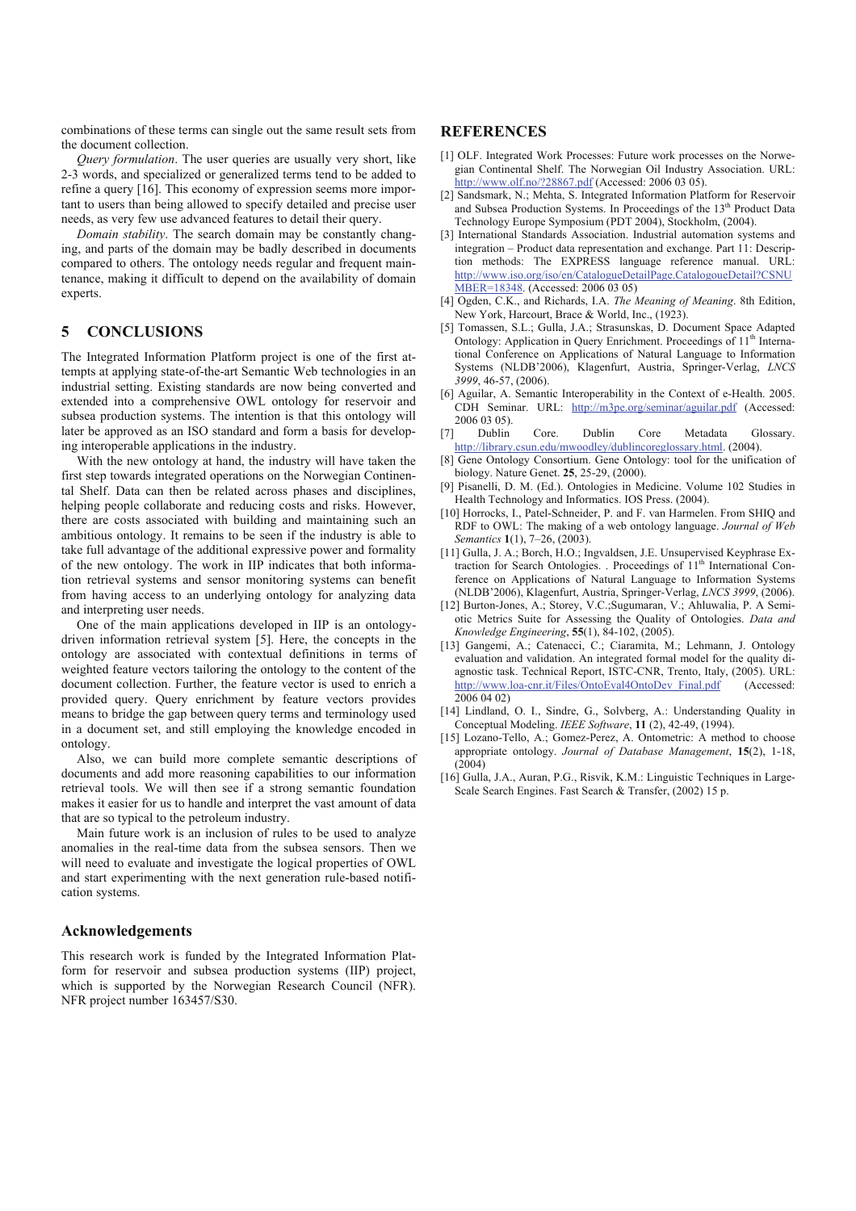combinations of these terms can single out the same result sets from the document collection.

*Query formulation*. The user queries are usually very short, like 2-3 words, and specialized or generalized terms tend to be added to refine a query [16]. This economy of expression seems more important to users than being allowed to specify detailed and precise user needs, as very few use advanced features to detail their query.

*Domain stability*. The search domain may be constantly changing, and parts of the domain may be badly described in documents compared to others. The ontology needs regular and frequent maintenance, making it difficult to depend on the availability of domain experts.

## 5 CONCLUSIONS

The Integrated Information Platform project is one of the first attempts at applying state-of-the-art Semantic Web technologies in an industrial setting. Existing standards are now being converted and extended into a comprehensive OWL ontology for reservoir and subsea production systems. The intention is that this ontology will later be approved as an ISO standard and form a basis for developing interoperable applications in the industry.

With the new ontology at hand, the industry will have taken the first step towards integrated operations on the Norwegian Continental Shelf. Data can then be related across phases and disciplines, helping people collaborate and reducing costs and risks. However, there are costs associated with building and maintaining such an ambitious ontology. It remains to be seen if the industry is able to take full advantage of the additional expressive power and formality of the new ontology. The work in IIP indicates that both information retrieval systems and sensor monitoring systems can benefit from having access to an underlying ontology for analyzing data and interpreting user needs.

One of the main applications developed in IIP is an ontology-driven information retrieval system [5]. Here, the concepts in the ontology are associated with contextual definitions in terms of weighted feature vectors tailoring the ontology to the content of the document collection. Further, the feature vector is used to enrich a provided query. Query enrichment by feature vectors provides means to bridge the gap between query terms and terminology used in a document set, and still employing the knowledge encoded in ontology.

Also, we can build more complete semantic descriptions of documents and add more reasoning capabilities to our information retrieval tools. We will then see if a strong semantic foundation makes it easier for us to handle and interpret the vast amount of data that are so typical to the petroleum industry.

Main future work is an inclusion of rules to be used to analyze anomalies in the real-time data from the subsea sensors. Then we will need to evaluate and investigate the logical properties of OWL and start experimenting with the next generation rule-based notification systems.

### Acknowledgements

This research work is funded by the Integrated Information Platform for reservoir and subsea production systems (IIP) project, which is supported by the Norwegian Research Council (NFR). NFR project number 163457/S30.

## REFERENCES

[1] OLF. Integrated Work Processes: Future work processes on the Norwegian Continental Shelf. The Norwegian Oil Industry Association. URL: http://www.olf.no/?28867.pdf (Accessed: 2006 03 05).

[2] Sandsmark, N.; Mehta, S. Integrated Information Platform for Reservoir and Subsea Production Systems. In Proceedings of the 13th Product Data Technology Europe Symposium (PDT 2004), Stockholm, (2004).

[3] International Standards Association. Industrial automation systems and integration – Product data representation and exchange. Part 11: Description methods: The EXPRESS language reference manual. URL: http://www.iso.org/iso/en/CatalogueDetailPage.CatalogueDetail?CSNUMBER=18348. (Accessed: 2006 03 05)

[4] Ogden, C.K., and Richards, I.A. *The Meaning of Meaning*. 8th Edition, New York, Harcourt, Brace & World, Inc., (1923).

[5] Tomassen, S.L.; Gulla, J.A.; Strasunskas, D. Document Space Adapted Ontology: Application in Query Enrichment. Proceedings of 11th International Conference on Applications of Natural Language to Information Systems (NLDB'2006), Klagenfurt, Austria, Springer-Verlag, *LNCS 3999*, 46-57, (2006).

[6] Aguilar, A. Semantic Interoperability in the Context of e-Health. 2005. CDH Seminar. URL: http://m3pe.org/seminar/aguilar.pdf (Accessed: 2006 03 05).

[7] Dublin Core. Dublin Core Metadata Glossary. http://library.csun.edu/mwoodley/dublincoreglossary.html. (2004).

[8] Gene Ontology Consortium. Gene Ontology: tool for the unification of biology. Nature Genet. **25**, 25-29, (2000).

[9] Pisanelli, D. M. (Ed.). Ontologies in Medicine. Volume 102 Studies in Health Technology and Informatics. IOS Press. (2004).

[10] Horrocks, I., Patel-Schneider, P. and F. van Harmelen. From SHIQ and RDF to OWL: The making of a web ontology language. *Journal of Web Semantics* **1**(1), 7–26, (2003).

[11] Gulla, J. A.; Borch, H.O.; Ingvaldsen, J.E. Unsupervised Keyphrase Extraction for Search Ontologies. . Proceedings of 11th International Conference on Applications of Natural Language to Information Systems (NLDB'2006), Klagenfurt, Austria, Springer-Verlag, *LNCS 3999*, (2006).

[12] Burton-Jones, A.; Storey, V.C.;Sugumaran, V.; Ahluwalia, P. A Semiotic Metrics Suite for Assessing the Quality of Ontologies. *Data and Knowledge Engineering*, **55**(1), 84-102, (2005).

[13] Gangemi, A.; Catenacci, C.; Ciaramita, M.; Lehmann, J. Ontology evaluation and validation. An integrated formal model for the quality diagnostic task. Technical Report, ISTC-CNR, Trento, Italy, (2005). URL: http://www.loa-cnr.it/Files/OntoEval4OntoDev_Final.pdf (Accessed: 2006 04 02)

[14] Lindland, O. I., Sindre, G., Solvberg, A.: Understanding Quality in Conceptual Modeling. *IEEE Software*, **11** (2), 42-49, (1994).

[15] Lozano-Tello, A.; Gomez-Perez, A. Ontometric: A method to choose appropriate ontology. *Journal of Database Management*, **15**(2), 1-18, (2004)

[16] Gulla, J.A., Auran, P.G., Risvik, K.M.: Linguistic Techniques in Large-Scale Search Engines. Fast Search & Transfer, (2002) 15 p.